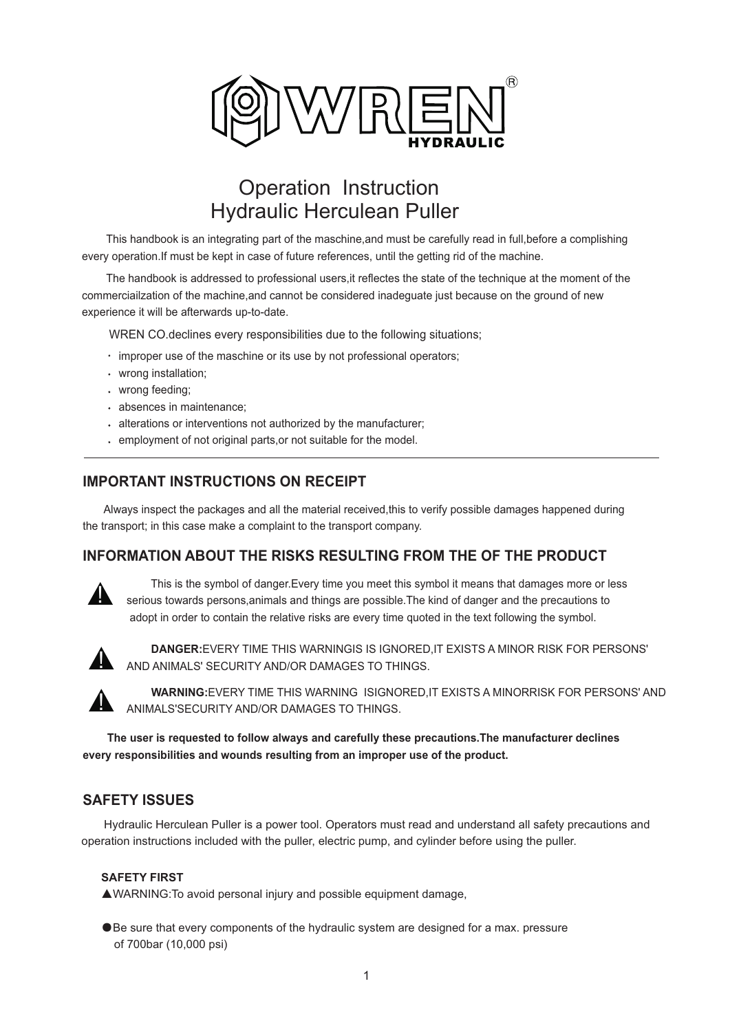# WREN® HYDRAULIC

# Operation Instruction
# Hydraulic Herculean Puller

This handbook is an integrating part of the maschine,and must be carefully read in full,before a complishing every operation.If must be kept in case of future references, until the getting rid of the machine.

The handbook is addressed to professional users,it reflectes the state of the technique at the moment of the commerciailzation of the machine,and cannot be considered inadeguate just because on the ground of new experience it will be afterwards up-to-date.

WREN CO.declines every responsibilities due to the following situations;

- improper use of the maschine or its use by not professional operators;
- wrong installation;
- wrong feeding;
- absences in maintenance;
- alterations or interventions not authorized by the manufacturer;
- employment of not original parts,or not suitable for the model.

---

## IMPORTANT INSTRUCTIONS ON RECEIPT

Always inspect the packages and all the material received,this to verify possible damages happened during the transport; in this case make a complaint to the transport company.

## INFORMATION ABOUT THE RISKS RESULTING FROM THE OF THE PRODUCT

⚠ This is the symbol of danger.Every time you meet this symbol it means that damages more or less serious towards persons,animals and things are possible.The kind of danger and the precautions to adopt in order to contain the relative risks are every time quoted in the text following the symbol.

⚠ **DANGER:**EVERY TIME THIS WARNINGIS IS IGNORED,IT EXISTS A MINOR RISK FOR PERSONS' AND ANIMALS' SECURITY AND/OR DAMAGES TO THINGS.

⚠ **WARNING:**EVERY TIME THIS WARNING ISIGNORED,IT EXISTS A MINORRISK FOR PERSONS' AND ANIMALS'SECURITY AND/OR DAMAGES TO THINGS.

**The user is requested to follow always and carefully these precautions.The manufacturer declines every responsibilities and wounds resulting from an improper use of the product.**

## SAFETY ISSUES

Hydraulic Herculean Puller is a power tool. Operators must read and understand all safety precautions and operation instructions included with the puller, electric pump, and cylinder before using the puller.

**SAFETY FIRST**

▲WARNING:To avoid personal injury and possible equipment damage,

● Be sure that every components of the hydraulic system are designed for a max. pressure of 700bar (10,000 psi)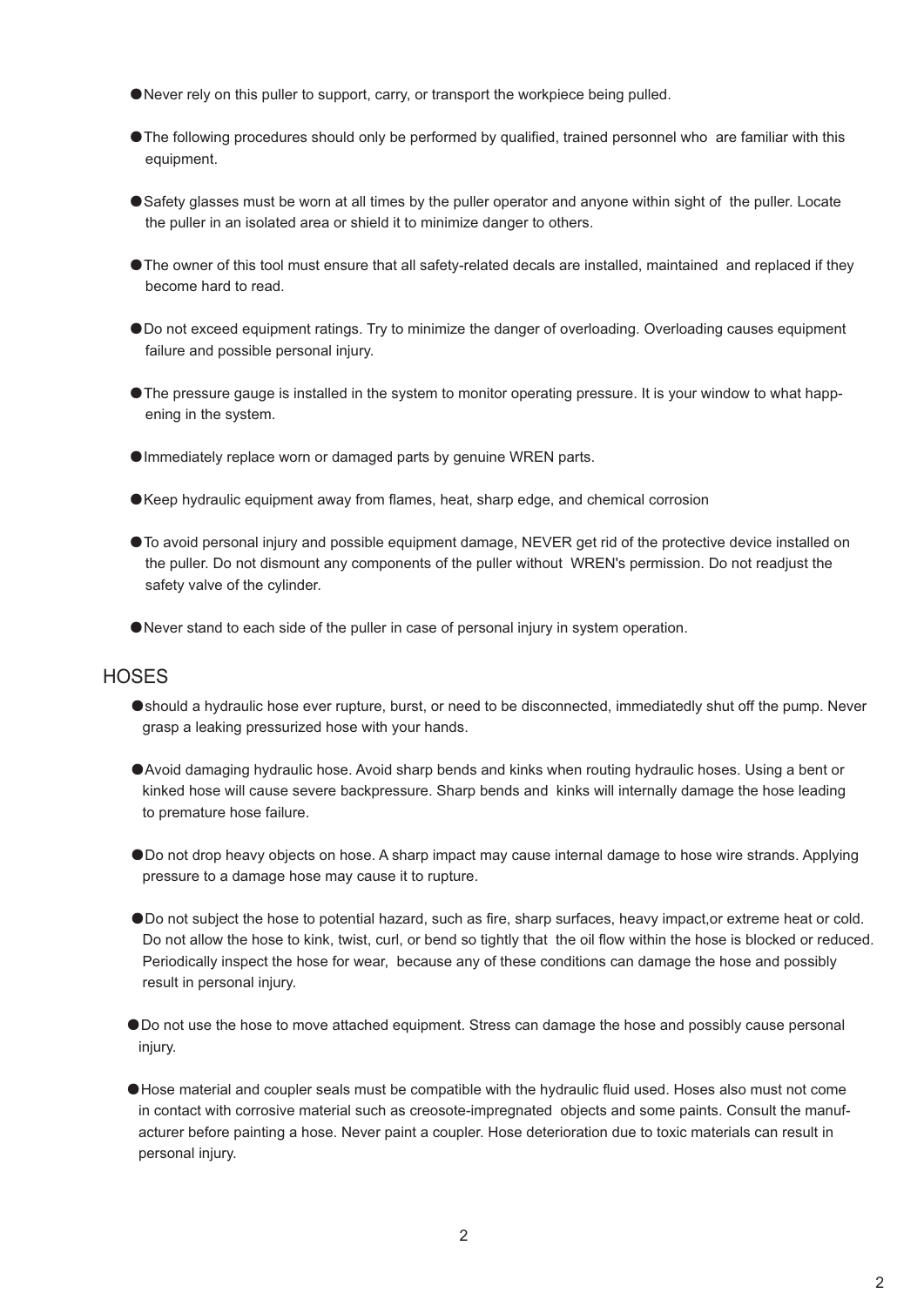- Never rely on this puller to support, carry, or transport the workpiece being pulled.
- The following procedures should only be performed by qualified, trained personnel who are familiar with this equipment.
- Safety glasses must be worn at all times by the puller operator and anyone within sight of the puller. Locate the puller in an isolated area or shield it to minimize danger to others.
- The owner of this tool must ensure that all safety-related decals are installed, maintained and replaced if they become hard to read.
- Do not exceed equipment ratings. Try to minimize the danger of overloading. Overloading causes equipment failure and possible personal injury.
- The pressure gauge is installed in the system to monitor operating pressure. It is your window to what happening in the system.
- Immediately replace worn or damaged parts by genuine WREN parts.
- Keep hydraulic equipment away from flames, heat, sharp edge, and chemical corrosion
- To avoid personal injury and possible equipment damage, NEVER get rid of the protective device installed on the puller. Do not dismount any components of the puller without WREN's permission. Do not readjust the safety valve of the cylinder.
- Never stand to each side of the puller in case of personal injury in system operation.

## HOSES

- should a hydraulic hose ever rupture, burst, or need to be disconnected, immediatedly shut off the pump. Never grasp a leaking pressurized hose with your hands.
- Avoid damaging hydraulic hose. Avoid sharp bends and kinks when routing hydraulic hoses. Using a bent or kinked hose will cause severe backpressure. Sharp bends and kinks will internally damage the hose leading to premature hose failure.
- Do not drop heavy objects on hose. A sharp impact may cause internal damage to hose wire strands. Applying pressure to a damage hose may cause it to rupture.
- Do not subject the hose to potential hazard, such as fire, sharp surfaces, heavy impact,or extreme heat or cold. Do not allow the hose to kink, twist, curl, or bend so tightly that the oil flow within the hose is blocked or reduced. Periodically inspect the hose for wear, because any of these conditions can damage the hose and possibly result in personal injury.
- Do not use the hose to move attached equipment. Stress can damage the hose and possibly cause personal injury.
- Hose material and coupler seals must be compatible with the hydraulic fluid used. Hoses also must not come in contact with corrosive material such as creosote-impregnated objects and some paints. Consult the manufacturer before painting a hose. Never paint a coupler. Hose deterioration due to toxic materials can result in personal injury.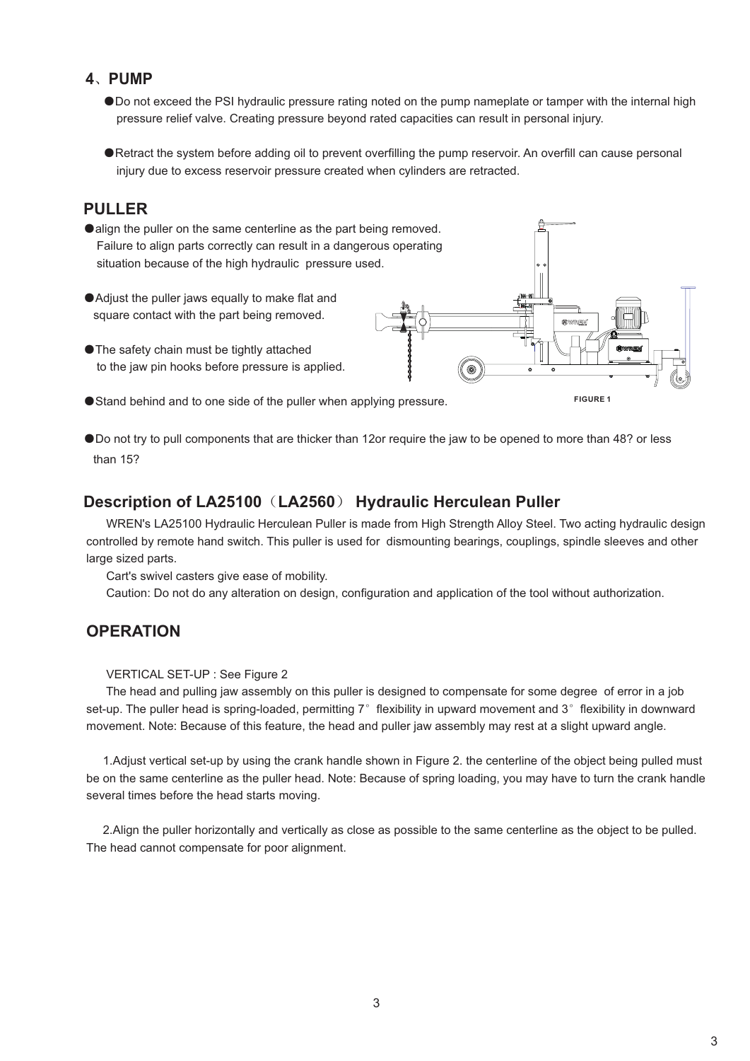## 4、PUMP

- Do not exceed the PSI hydraulic pressure rating noted on the pump nameplate or tamper with the internal high pressure relief valve. Creating pressure beyond rated capacities can result in personal injury.

- Retract the system before adding oil to prevent overfilling the pump reservoir. An overfill can cause personal injury due to excess reservoir pressure created when cylinders are retracted.

## PULLER

- align the puller on the same centerline as the part being removed. Failure to align parts correctly can result in a dangerous operating situation because of the high hydraulic pressure used.

- Adjust the puller jaws equally to make flat and square contact with the part being removed.

- The safety chain must be tightly attached to the jaw pin hooks before pressure is applied.

- Stand behind and to one side of the puller when applying pressure.

FIGURE 1

- Do not try to pull components that are thicker than 12or require the jaw to be opened to more than 48? or less than 15?

## Description of LA25100（LA2560） Hydraulic Herculean Puller

WREN's LA25100 Hydraulic Herculean Puller is made from High Strength Alloy Steel. Two acting hydraulic design controlled by remote hand switch. This puller is used for dismounting bearings, couplings, spindle sleeves and other large sized parts.

Cart's swivel casters give ease of mobility.

Caution: Do not do any alteration on design, configuration and application of the tool without authorization.

## OPERATION

VERTICAL SET-UP : See Figure 2

The head and pulling jaw assembly on this puller is designed to compensate for some degree of error in a job set-up. The puller head is spring-loaded, permitting 7° flexibility in upward movement and 3° flexibility in downward movement. Note: Because of this feature, the head and puller jaw assembly may rest at a slight upward angle.

1.Adjust vertical set-up by using the crank handle shown in Figure 2. the centerline of the object being pulled must be on the same centerline as the puller head. Note: Because of spring loading, you may have to turn the crank handle several times before the head starts moving.

2.Align the puller horizontally and vertically as close as possible to the same centerline as the object to be pulled. The head cannot compensate for poor alignment.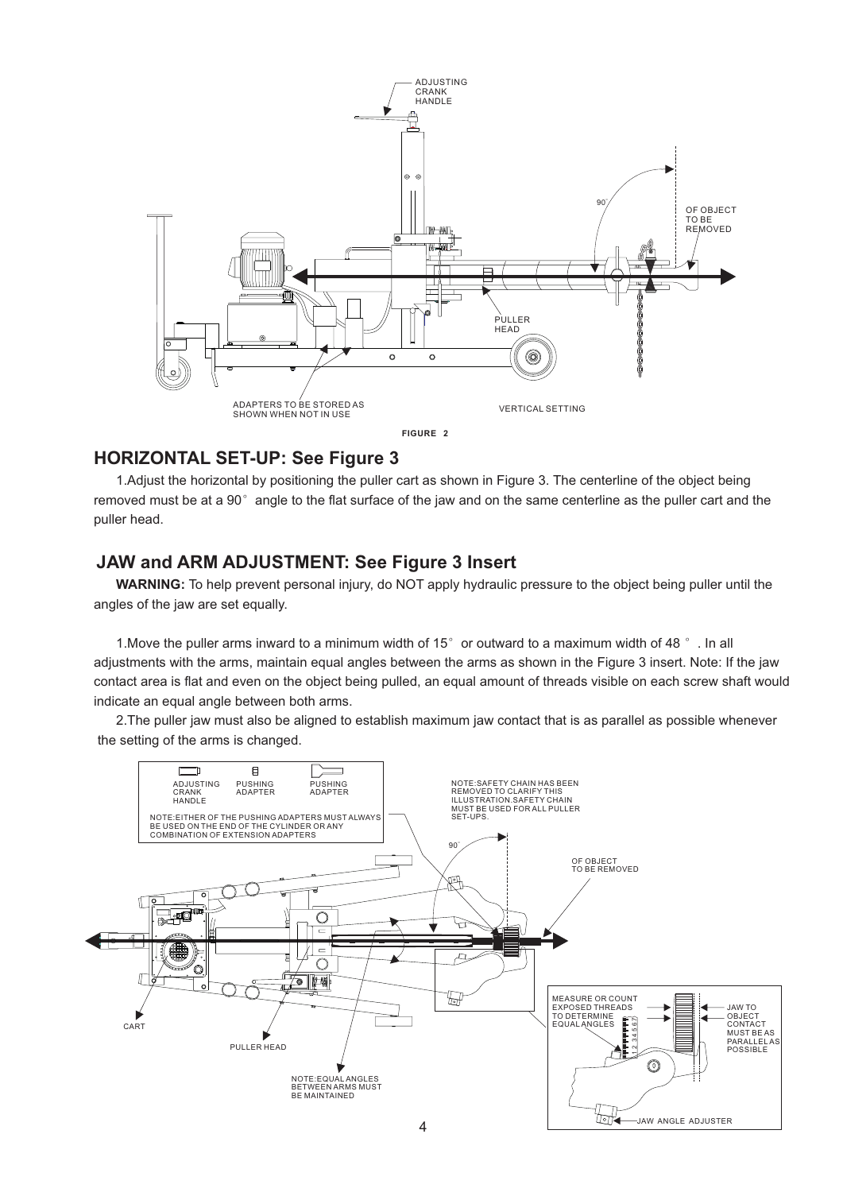ADJUSTING CRANK HANDLE

90°

OF OBJECT TO BE REMOVED

PULLER HEAD

ADAPTERS TO BE STORED AS SHOWN WHEN NOT IN USE

VERTICAL SETTING

**FIGURE 2**

## HORIZONTAL SET-UP: See Figure 3

1.Adjust the horizontal by positioning the puller cart as shown in Figure 3. The centerline of the object being removed must be at a 90° angle to the flat surface of the jaw and on the same centerline as the puller cart and the puller head.

## JAW and ARM ADJUSTMENT: See Figure 3 Insert

**WARNING:** To help prevent personal injury, do NOT apply hydraulic pressure to the object being puller until the angles of the jaw are set equally.

1.Move the puller arms inward to a minimum width of 15° or outward to a maximum width of 48 °. In all adjustments with the arms, maintain equal angles between the arms as shown in the Figure 3 insert. Note: If the jaw contact area is flat and even on the object being pulled, an equal amount of threads visible on each screw shaft would indicate an equal angle between both arms.

2.The puller jaw must also be aligned to establish maximum jaw contact that is as parallel as possible whenever the setting of the arms is changed.

ADJUSTING CRANK HANDLE | PUSHING ADAPTER | PUSHING ADAPTER

NOTE:EITHER OF THE PUSHING ADAPTERS MUST ALWAYS BE USED ON THE END OF THE CYLINDER OR ANY COMBINATION OF EXTENSION ADAPTERS

NOTE:SAFETY CHAIN HAS BEEN REMOVED TO CLARIFY THIS ILLUSTRATION.SAFETY CHAIN MUST BE USED FOR ALL PULLER SET-UPS.

90°

OF OBJECT TO BE REMOVED

CART

PULLER HEAD

NOTE:EQUAL ANGLES BETWEEN ARMS MUST BE MAINTAINED

MEASURE OR COUNT EXPOSED THREADS TO DETERMINE EQUAL ANGLES

JAW TO OBJECT CONTACT MUST BE AS PARALLEL AS POSSIBLE

JAW ANGLE ADJUSTER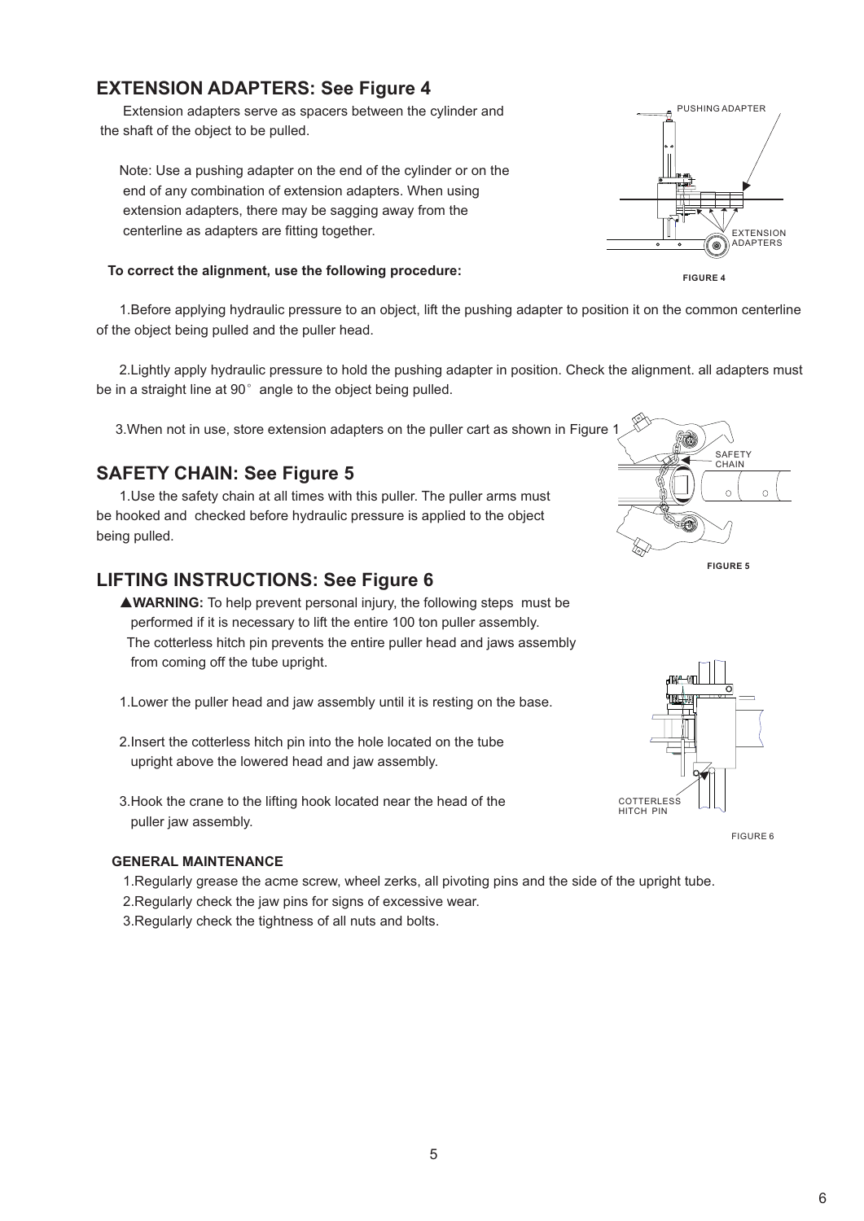## EXTENSION ADAPTERS: See Figure 4

Extension adapters serve as spacers between the cylinder and the shaft of the object to be pulled.

Note: Use a pushing adapter on the end of the cylinder or on the end of any combination of extension adapters. When using extension adapters, there may be sagging away from the centerline as adapters are fitting together.

PUSHING ADAPTER

EXTENSION ADAPTERS

FIGURE 4

**To correct the alignment, use the following procedure:**

1.Before applying hydraulic pressure to an object, lift the pushing adapter to position it on the common centerline of the object being pulled and the puller head.

2.Lightly apply hydraulic pressure to hold the pushing adapter in position. Check the alignment. all adapters must be in a straight line at 90° angle to the object being pulled.

3.When not in use, store extension adapters on the puller cart as shown in Figure 1

## SAFETY CHAIN: See Figure 5

1.Use the safety chain at all times with this puller. The puller arms must be hooked and checked before hydraulic pressure is applied to the object being pulled.

SAFETY CHAIN

FIGURE 5

## LIFTING INSTRUCTIONS: See Figure 6

▲**WARNING:** To help prevent personal injury, the following steps must be performed if it is necessary to lift the entire 100 ton puller assembly. The cotterless hitch pin prevents the entire puller head and jaws assembly from coming off the tube upright.

1.Lower the puller head and jaw assembly until it is resting on the base.

2.Insert the cotterless hitch pin into the hole located on the tube upright above the lowered head and jaw assembly.

3.Hook the crane to the lifting hook located near the head of the puller jaw assembly.

COTTERLESS HITCH PIN

FIGURE 6

**GENERAL MAINTENANCE**

1.Regularly grease the acme screw, wheel zerks, all pivoting pins and the side of the upright tube.

2.Regularly check the jaw pins for signs of excessive wear.

3.Regularly check the tightness of all nuts and bolts.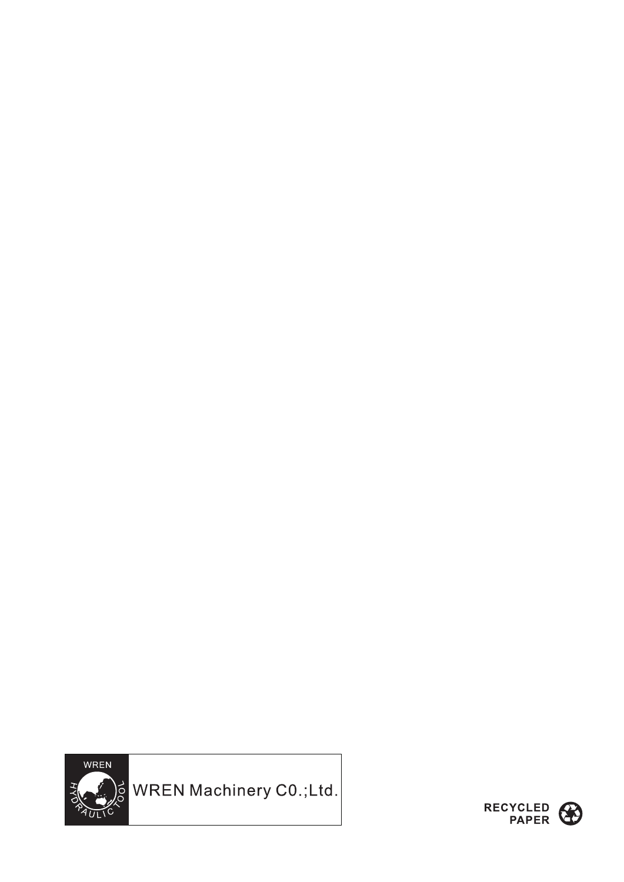WREN

HYDRAULIC TOOL

WREN Machinery C0.;Ltd.

RECYCLED PAPER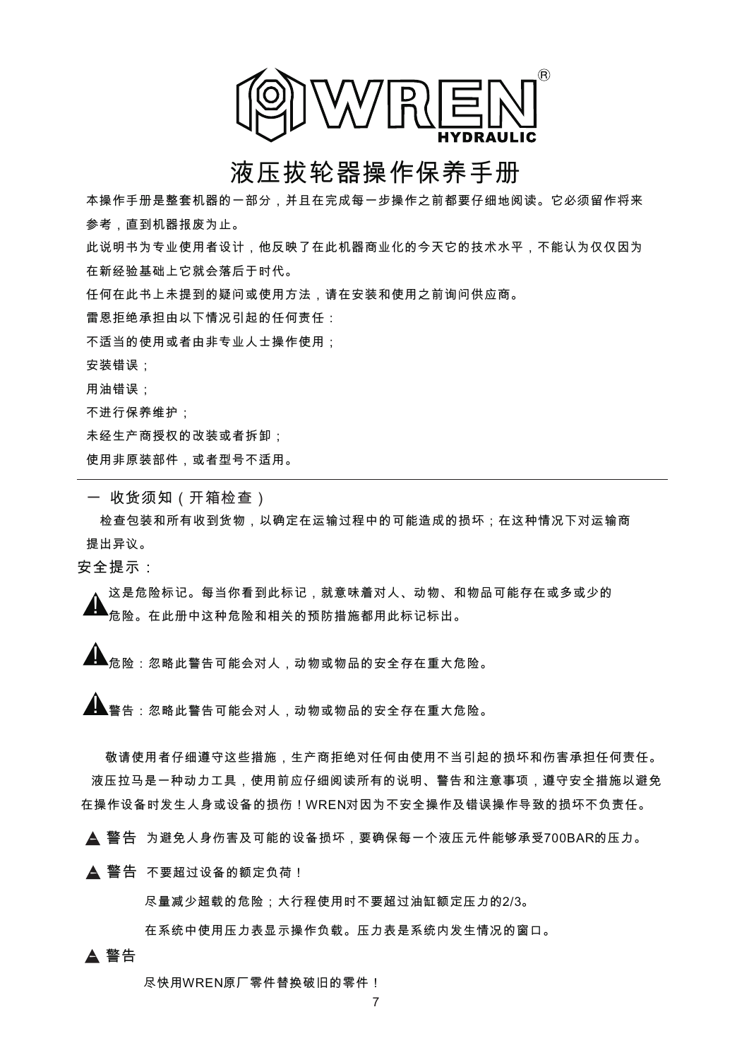# 液压拔轮器操作保养手册

本操作手册是整套机器的一部分，并且在完成每一步操作之前都要仔细地阅读。它必须留作将来参考，直到机器报废为止。

此说明书为专业使用者设计，他反映了在此机器商业化的今天它的技术水平，不能认为仅仅因为在新经验基础上它就会落后于时代。

任何在此书上未提到的疑问或使用方法，请在安装和使用之前询问供应商。

雷恩拒绝承担由以下情况引起的任何责任：

不适当的使用或者由非专业人士操作使用；

安装错误；

用油错误；

不进行保养维护；

未经生产商授权的改装或者拆卸；

使用非原装部件，或者型号不适用。

---

## 一 收货须知（开箱检查）

检查包装和所有收到货物，以确定在运输过程中的可能造成的损坏；在这种情况下对运输商提出异议。

### 安全提示：

⚠ 这是危险标记。每当你看到此标记，就意味着对人、动物、和物品可能存在或多或少的危险。在此册中这种危险和相关的预防措施都用此标记标出。

⚠ 危险：忽略此警告可能会对人，动物或物品的安全存在重大危险。

⚠ 警告：忽略此警告可能会对人，动物或物品的安全存在重大危险。

敬请使用者仔细遵守这些措施，生产商拒绝对任何由使用不当引起的损坏和伤害承担任何责任。

液压拉马是一种动力工具，使用前应仔细阅读所有的说明、警告和注意事项，遵守安全措施以避免在操作设备时发生人身或设备的损伤！WREN对因为不安全操作及错误操作导致的损坏不负责任。

▲ **警告** 为避免人身伤害及可能的设备损坏，要确保每一个液压元件能够承受700BAR的压力。

▲ **警告** 不要超过设备的额定负荷！

尽量减少超载的危险；大行程使用时不要超过油缸额定压力的2/3。

在系统中使用压力表显示操作负载。压力表是系统内发生情况的窗口。

▲ **警告**

尽快用WREN原厂零件替换破旧的零件！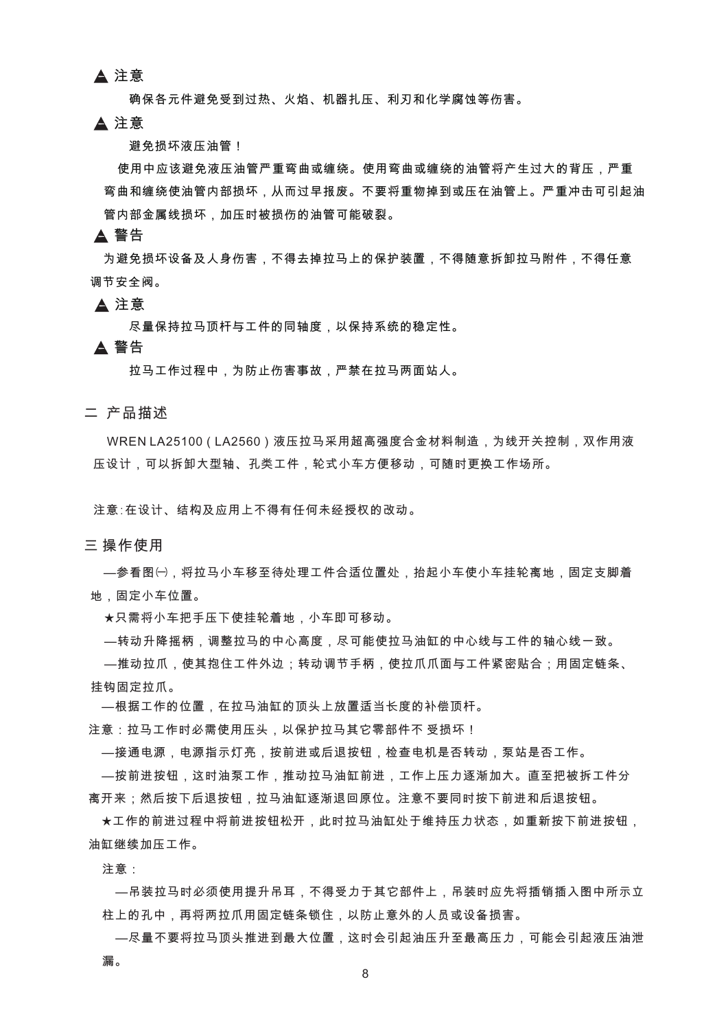**▲ 注意**

确保各元件避免受到过热、火焰、机器扎压、利刃和化学腐蚀等伤害。

**▲ 注意**

避免损坏液压油管！

使用中应该避免液压油管严重弯曲或缠绕。使用弯曲或缠绕的油管将产生过大的背压，严重弯曲和缠绕使油管内部损坏，从而过早报废。不要将重物掉到或压在油管上。严重冲击可引起油管内部金属线损坏，加压时被损伤的油管可能破裂。

**▲ 警告**

为避免损坏设备及人身伤害，不得去掉拉马上的保护装置，不得随意拆卸拉马附件，不得任意调节安全阀。

**▲ 注意**

尽量保持拉马顶杆与工件的同轴度，以保持系统的稳定性。

**▲ 警告**

拉马工作过程中，为防止伤害事故，严禁在拉马两面站人。

## 二 产品描述

WREN LA25100（LA2560）液压拉马采用超高强度合金材料制造，为线开关控制，双作用液压设计，可以拆卸大型轴、孔类工件，轮式小车方便移动，可随时更换工作场所。

注意:在设计、结构及应用上不得有任何未经授权的改动。

## 三 操作使用

—参看图㈠，将拉马小车移至待处理工件合适位置处，抬起小车使小车挂轮离地，固定支脚着地，固定小车位置。

★只需将小车把手压下使挂轮着地，小车即可移动。

—转动升降摇柄，调整拉马的中心高度，尽可能使拉马油缸的中心线与工件的轴心线一致。

—推动拉爪，使其抱住工件外边；转动调节手柄，使拉爪爪面与工件紧密贴合；用固定链条、挂钩固定拉爪。

—根据工件的位置，在拉马油缸的顶头上放置适当长度的补偿顶杆。

注意：拉马工作时必需使用压头，以保护拉马其它零部件不 受损坏！

—接通电源，电源指示灯亮，按前进或后退按钮，检查电机是否转动，泵站是否工作。

—按前进按钮，这时油泵工作，推动拉马油缸前进，工件上压力逐渐加大。直至把被拆工件分离开来；然后按下后退按钮，拉马油缸逐渐退回原位。注意不要同时按下前进和后退按钮。

★工件的前进过程中将前进按钮松开，此时拉马油缸处于维持压力状态，如重新按下前进按钮，油缸继续加压工作。

注意：

—吊装拉马时必须使用提升吊耳，不得受力于其它部件上，吊装时应先将插销插入图中所示立柱上的孔中，再将两拉爪用固定链条锁住，以防止意外的人员或设备损害。

—尽量不要将拉马顶头推进到最大位置，这时会引起油压升至最高压力，可能会引起液压油泄漏。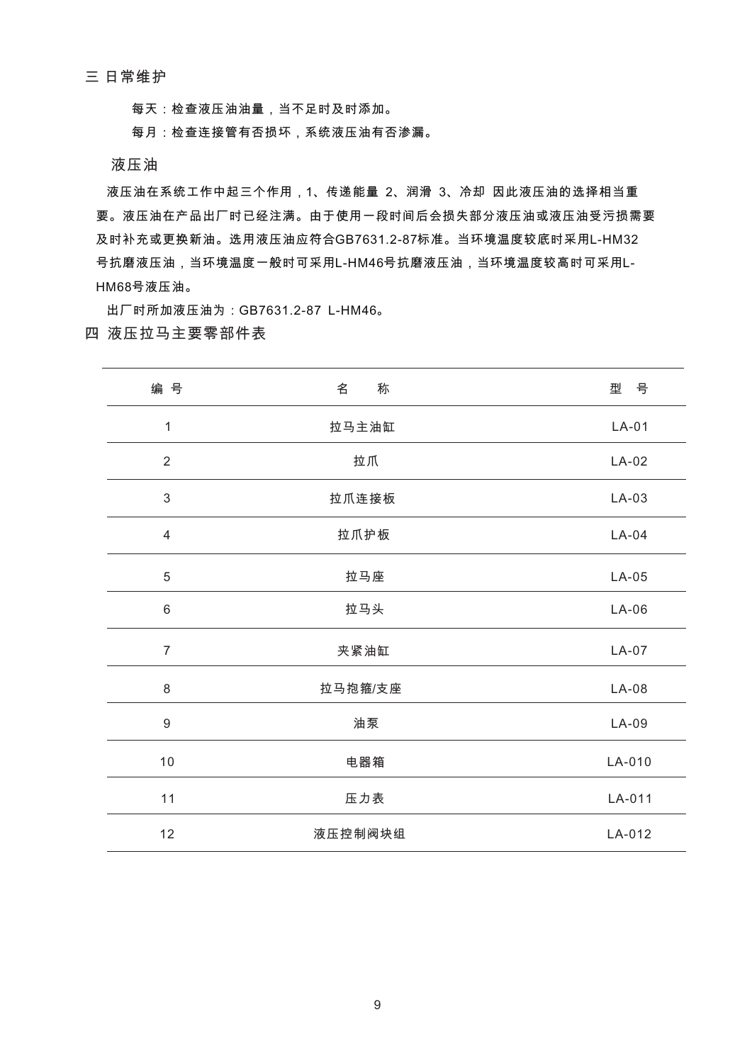## 三 日常维护

每天：检查液压油油量，当不足时及时添加。

每月：检查连接管有否损坏，系统液压油有否渗漏。

### 液压油

液压油在系统工作中起三个作用，1、传递能量 2、润滑 3、冷却 因此液压油的选择相当重要。液压油在产品出厂时已经注满。由于使用一段时间后会损失部分液压油或液压油受污损需要及时补充或更换新油。选用液压油应符合GB7631.2-87标准。当环境温度较底时采用L-HM32号抗磨液压油，当环境温度一般时可采用L-HM46号抗磨液压油，当环境温度较高时可采用L-HM68号液压油。

出厂时所加液压油为：GB7631.2-87 L-HM46。

## 四 液压拉马主要零部件表

| 编 号 | 名　　称 | 型　号 |
|---|---|---|
| 1 | 拉马主油缸 | LA-01 |
| 2 | 拉爪 | LA-02 |
| 3 | 拉爪连接板 | LA-03 |
| 4 | 拉爪护板 | LA-04 |
| 5 | 拉马座 | LA-05 |
| 6 | 拉马头 | LA-06 |
| 7 | 夹紧油缸 | LA-07 |
| 8 | 拉马抱箍/支座 | LA-08 |
| 9 | 油泵 | LA-09 |
| 10 | 电器箱 | LA-010 |
| 11 | 压力表 | LA-011 |
| 12 | 液压控制阀块组 | LA-012 |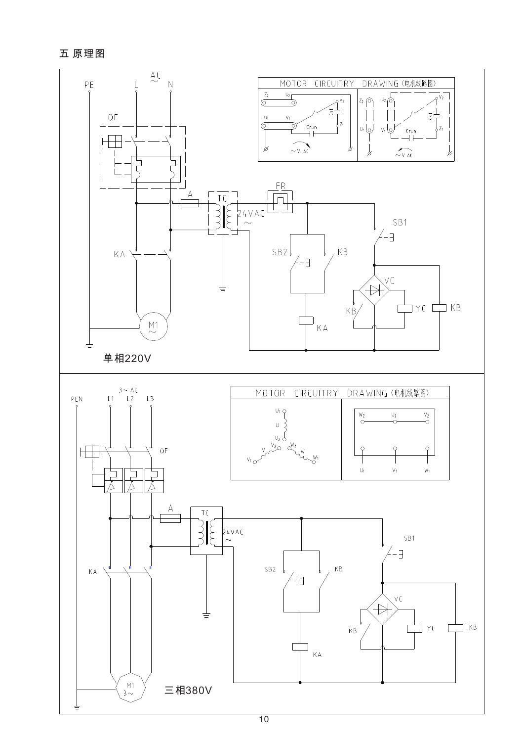# 五 原理图

PE L AC ~ N

QF

A

TC

24VAC ~

FR

SB1

KA

SB2 KB

VC

KB YC KB

KA

M1 ~

MOTOR CIRCUITRY DRAWING (电机线路图)

单相220V

3~ AC

PEN L1 L2 L3

QF

A

TC

24VAC ~

SB1

KA

SB2 KB

VC

KB YC KB

KA

M1 3~

MOTOR CIRCUITRY DRAWING (电机线路图)

三相380V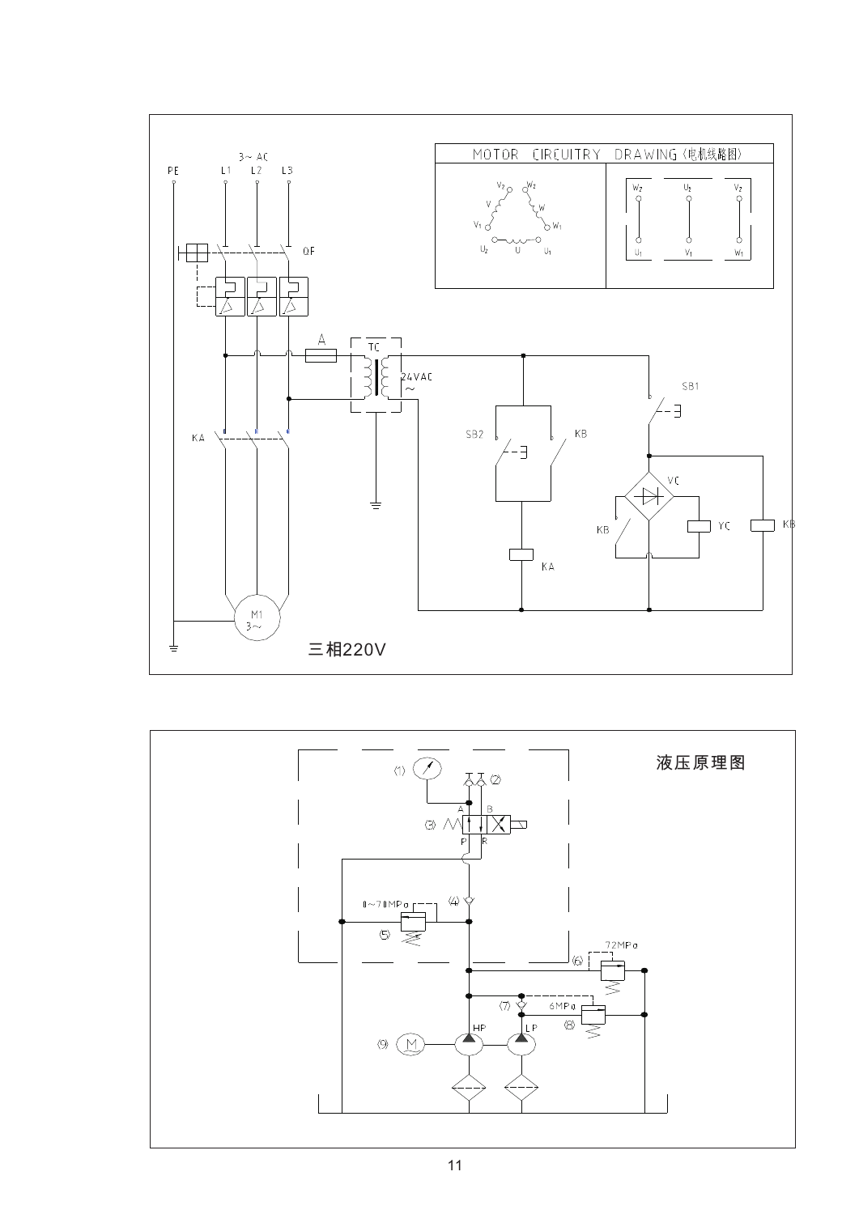MOTOR CIRCUITRY DRAWING (电机线路图)

PE L1 L2 L3

3~ AC

QF

A

TC

24VAC

~

SB1

SB2

KB

KA

VC

YC

KB

KA

M1

3~

三相220V

液压原理图

(1) (2)

A B

(3)

P R

(4)

0~70MPa

(5)

72MPa

(6)

(7)

6MPa

(8)

(9) M

HP LP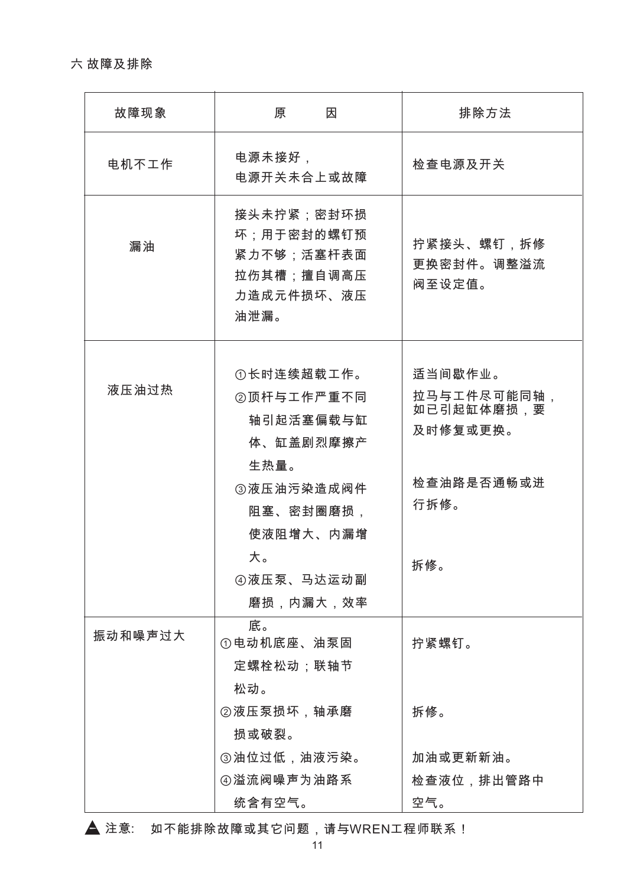## 六 故障及排除

| 故障现象 | 原　　因 | 排除方法 |
|---|---|---|
| 电机不工作 | 电源未接好，<br>电源开关未合上或故障 | 检查电源及开关 |
| 漏油 | 接头未拧紧；密封环损坏；用于密封的螺钉预紧力不够；活塞杆表面拉伤其槽；擅自调高压力造成元件损坏、液压油泄漏。 | 拧紧接头、螺钉，拆修更换密封件。调整溢流阀至设定值。 |
| 液压油过热 | ①长时连续超载工作。<br>②顶杆与工作严重不同轴引起活塞偏载与缸体、缸盖剧烈摩擦产生热量。<br>③液压油污染造成阀件阻塞、密封圈磨损，使液阻增大、内漏增大。<br>④液压泵、马达运动副磨损，内漏大，效率底。 | 适当间歇作业。<br>拉马与工件尽可能同轴，如已引起缸体磨损，要及时修复或更换。<br>检查油路是否通畅或进行拆修。<br>拆修。 |
| 振动和噪声过大 | ①电动机底座、油泵固定螺栓松动；联轴节松动。<br>②液压泵损坏，轴承磨损或破裂。<br>③油位过低，油液污染。<br>④溢流阀噪声为油路系统含有空气。 | 拧紧螺钉。<br>拆修。<br>加油或更新新油。<br>检查液位，排出管路中空气。 |

▲ 注意:　如不能排除故障或其它问题，请与WREN工程师联系！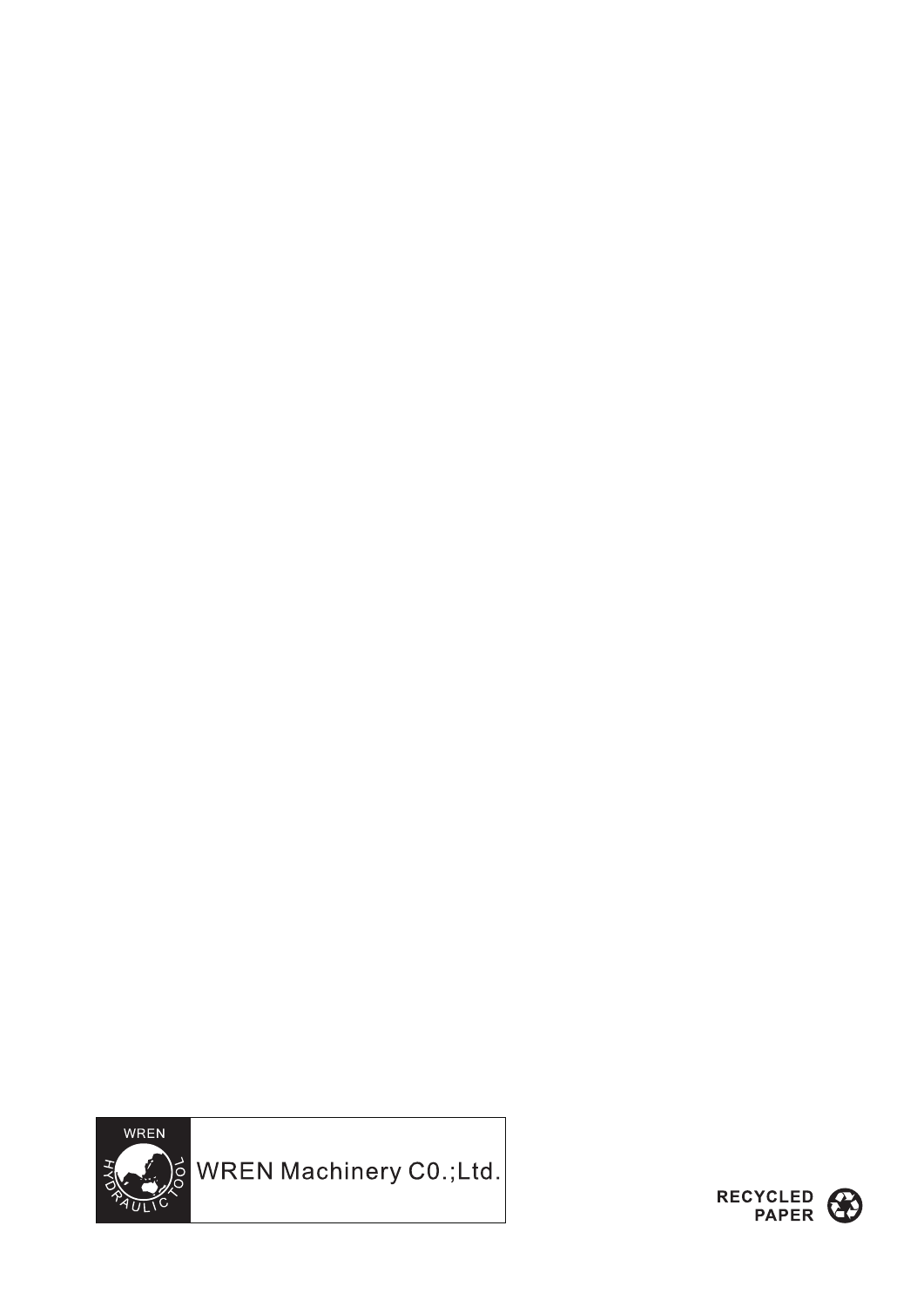WREN

HYDRAULIC TOOL

WREN Machinery C0.;Ltd.

RECYCLED
PAPER